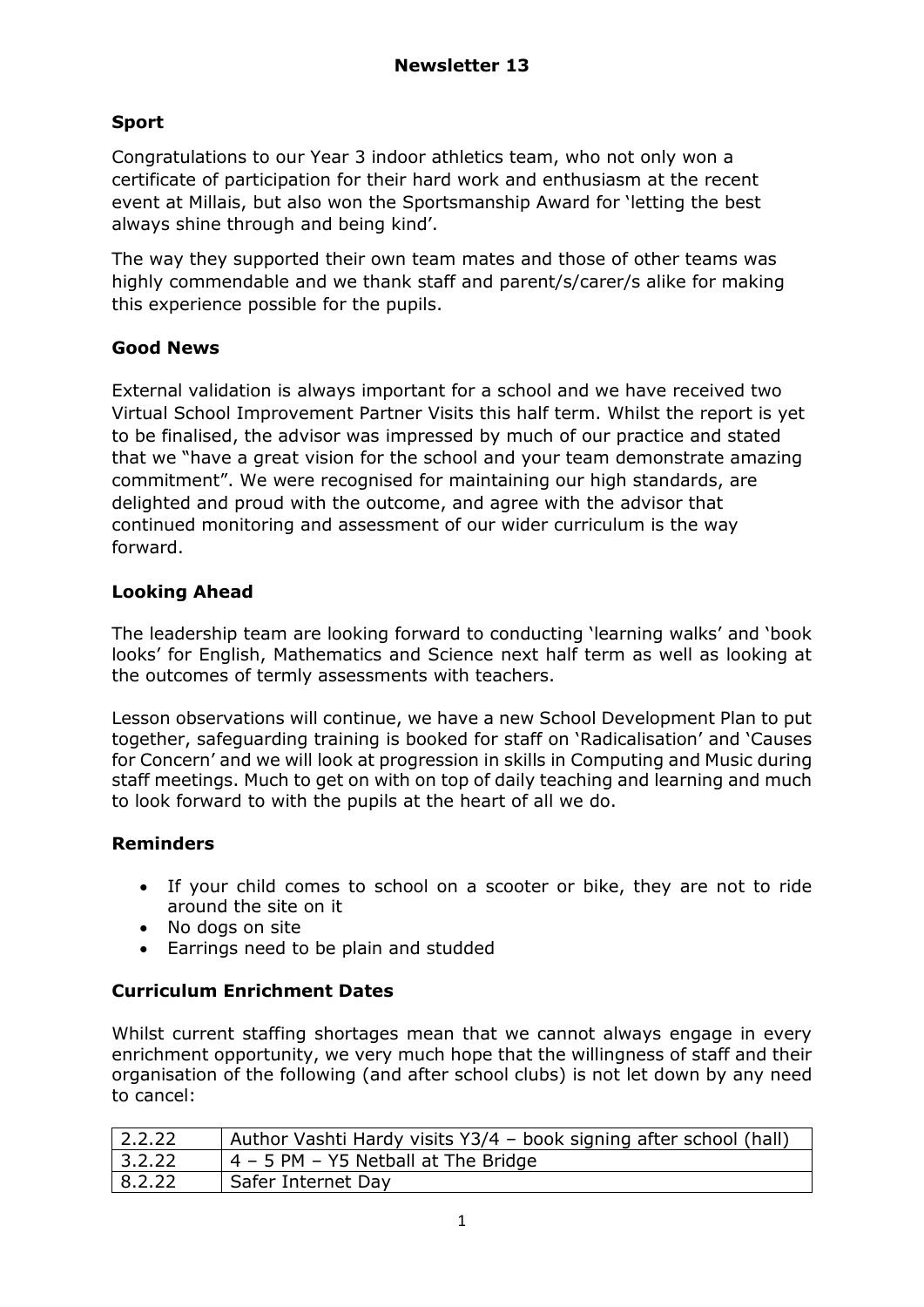# Newsletter 13

## Sport

Congratulations to our Year 3 indoor athletics team, who not only won a certificate of participation for their hard work and enthusiasm at the recent event at Millais, but also won the Sportsmanship Award for 'letting the best always shine through and being kind'.

The way they supported their own team mates and those of other teams was highly commendable and we thank staff and parent/s/carer/s alike for making this experience possible for the pupils.

## Good News

External validation is always important for a school and we have received two Virtual School Improvement Partner Visits this half term. Whilst the report is yet to be finalised, the advisor was impressed by much of our practice and stated that we "have a great vision for the school and your team demonstrate amazing commitment". We were recognised for maintaining our high standards, are delighted and proud with the outcome, and agree with the advisor that continued monitoring and assessment of our wider curriculum is the way forward.

## Looking Ahead

The leadership team are looking forward to conducting 'learning walks' and 'book looks' for English, Mathematics and Science next half term as well as looking at the outcomes of termly assessments with teachers.

Lesson observations will continue, we have a new School Development Plan to put together, safeguarding training is booked for staff on 'Radicalisation' and 'Causes for Concern' and we will look at progression in skills in Computing and Music during staff meetings. Much to get on with on top of daily teaching and learning and much to look forward to with the pupils at the heart of all we do.

## Reminders

- If your child comes to school on a scooter or bike, they are not to ride around the site on it
- No dogs on site
- Earrings need to be plain and studded

## Curriculum Enrichment Dates

Whilst current staffing shortages mean that we cannot always engage in every enrichment opportunity, we very much hope that the willingness of staff and their organisation of the following (and after school clubs) is not let down by any need to cancel:

| | |
|---|---|
| 2.2.22 | Author Vashti Hardy visits Y3/4 – book signing after school (hall) |
| 3.2.22 | 4 – 5 PM – Y5 Netball at The Bridge |
| 8.2.22 | Safer Internet Day |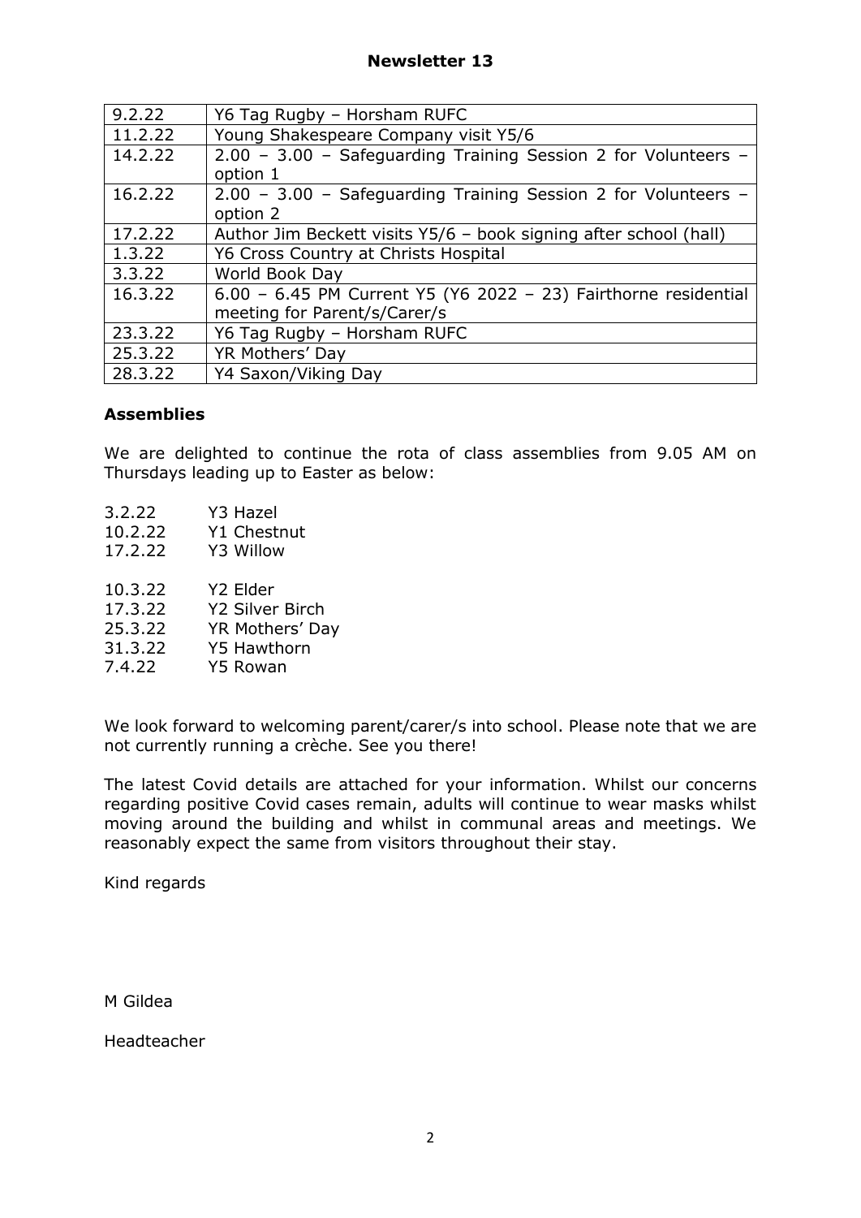**Newsletter 13**

| | |
|---|---|
| 9.2.22 | Y6 Tag Rugby – Horsham RUFC |
| 11.2.22 | Young Shakespeare Company visit Y5/6 |
| 14.2.22 | 2.00 – 3.00 – Safeguarding Training Session 2 for Volunteers – option 1 |
| 16.2.22 | 2.00 – 3.00 – Safeguarding Training Session 2 for Volunteers – option 2 |
| 17.2.22 | Author Jim Beckett visits Y5/6 – book signing after school (hall) |
| 1.3.22 | Y6 Cross Country at Christs Hospital |
| 3.3.22 | World Book Day |
| 16.3.22 | 6.00 – 6.45 PM Current Y5 (Y6 2022 – 23) Fairthorne residential meeting for Parent/s/Carer/s |
| 23.3.22 | Y6 Tag Rugby – Horsham RUFC |
| 25.3.22 | YR Mothers' Day |
| 28.3.22 | Y4 Saxon/Viking Day |

**Assemblies**

We are delighted to continue the rota of class assemblies from 9.05 AM on Thursdays leading up to Easter as below:

3.2.22 Y3 Hazel
10.2.22 Y1 Chestnut
17.2.22 Y3 Willow

10.3.22 Y2 Elder
17.3.22 Y2 Silver Birch
25.3.22 YR Mothers' Day
31.3.22 Y5 Hawthorn
7.4.22 Y5 Rowan

We look forward to welcoming parent/carer/s into school. Please note that we are not currently running a crèche. See you there!

The latest Covid details are attached for your information. Whilst our concerns regarding positive Covid cases remain, adults will continue to wear masks whilst moving around the building and whilst in communal areas and meetings. We reasonably expect the same from visitors throughout their stay.

Kind regards

M Gildea

Headteacher